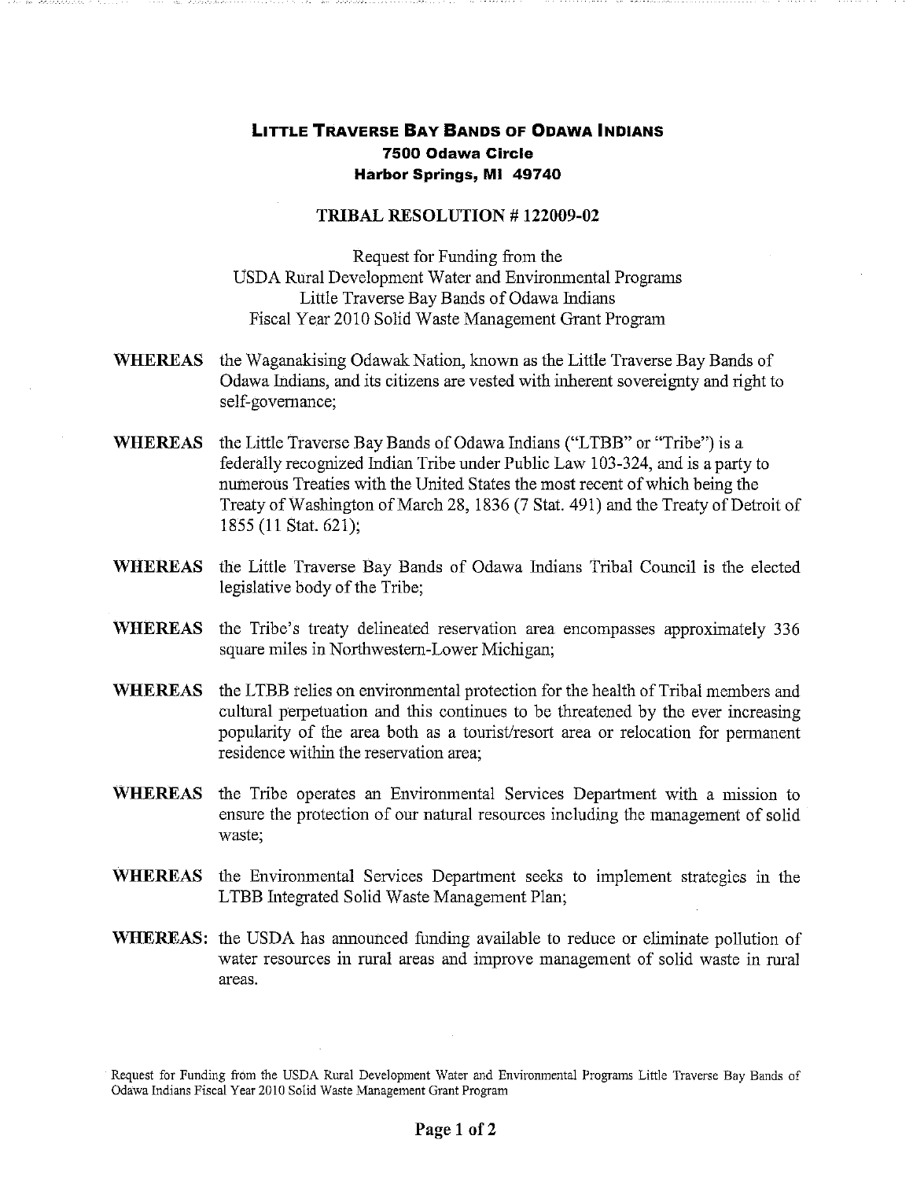# LITTLE TRAVERSE BAY BANDS OF ODAWA INDIANS

**7500 Odawa Circle**
**Harbor Springs, MI 49740**

## TRIBAL RESOLUTION # 122009-02

Request for Funding from the
USDA Rural Development Water and Environmental Programs
Little Traverse Bay Bands of Odawa Indians
Fiscal Year 2010 Solid Waste Management Grant Program

**WHEREAS** the Waganakising Odawak Nation, known as the Little Traverse Bay Bands of Odawa Indians, and its citizens are vested with inherent sovereignty and right to self-governance;

**WHEREAS** the Little Traverse Bay Bands of Odawa Indians ("LTBB" or "Tribe") is a federally recognized Indian Tribe under Public Law 103-324, and is a party to numerous Treaties with the United States the most recent of which being the Treaty of Washington of March 28, 1836 (7 Stat. 491) and the Treaty of Detroit of 1855 (11 Stat. 621);

**WHEREAS** the Little Traverse Bay Bands of Odawa Indians Tribal Council is the elected legislative body of the Tribe;

**WHEREAS** the Tribe's treaty delineated reservation area encompasses approximately 336 square miles in Northwestern-Lower Michigan;

**WHEREAS** the LTBB relies on environmental protection for the health of Tribal members and cultural perpetuation and this continues to be threatened by the ever increasing popularity of the area both as a tourist/resort area or relocation for permanent residence within the reservation area;

**WHEREAS** the Tribe operates an Environmental Services Department with a mission to ensure the protection of our natural resources including the management of solid waste;

**WHEREAS** the Environmental Services Department seeks to implement strategies in the LTBB Integrated Solid Waste Management Plan;

**WHEREAS:** the USDA has announced funding available to reduce or eliminate pollution of water resources in rural areas and improve management of solid waste in rural areas.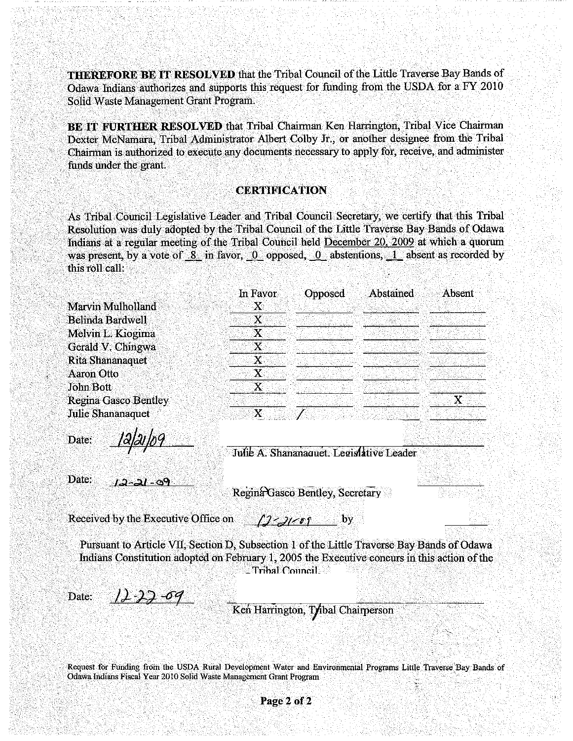**THEREFORE BE IT RESOLVED** that the Tribal Council of the Little Traverse Bay Bands of Odawa Indians authorizes and supports this request for funding from the USDA for a FY 2010 Solid Waste Management Grant Program.

**BE IT FURTHER RESOLVED** that Tribal Chairman Ken Harrington, Tribal Vice Chairman Dexter McNamara, Tribal Administrator Albert Colby Jr., or another designee from the Tribal Chairman is authorized to execute any documents necessary to apply for, receive, and administer funds under the grant.

## CERTIFICATION

As Tribal Council Legislative Leader and Tribal Council Secretary, we certify that this Tribal Resolution was duly adopted by the Tribal Council of the Little Traverse Bay Bands of Odawa Indians at a regular meeting of the Tribal Council held December 20, 2009 at which a quorum was present, by a vote of 8 in favor, 0 opposed, 0 abstentions, 1 absent as recorded by this roll call:

| | In Favor | Opposed | Abstained | Absent |
|---|---|---|---|---|
| Marvin Mulholland | X | | | |
| Belinda Bardwell | X | | | |
| Melvin L. Kiogima | X | | | |
| Gerald V. Chingwa | X | | | |
| Rita Shananaquet | X | | | |
| Aaron Otto | X | | | |
| John Bott | X | | | |
| Regina Gasco Bentley | | | | X |
| Julie Shananaquet | X | | | |

Date: 12/21/09

Julie A. Shananaquet, Legislative Leader

Date: 12-21-09

Regina Gasco Bentley, Secretary

Received by the Executive Office on 12-21-09 by

Pursuant to Article VII, Section D, Subsection 1 of the Little Traverse Bay Bands of Odawa Indians Constitution adopted on February 1, 2005 the Executive concurs in this action of the Tribal Council.

Date: 12-22-09

Ken Harrington, Tribal Chairperson

Request for Funding from the USDA Rural Development Water and Environmental Programs Little Traverse Bay Bands of Odawa Indians Fiscal Year 2010 Solid Waste Management Grant Program